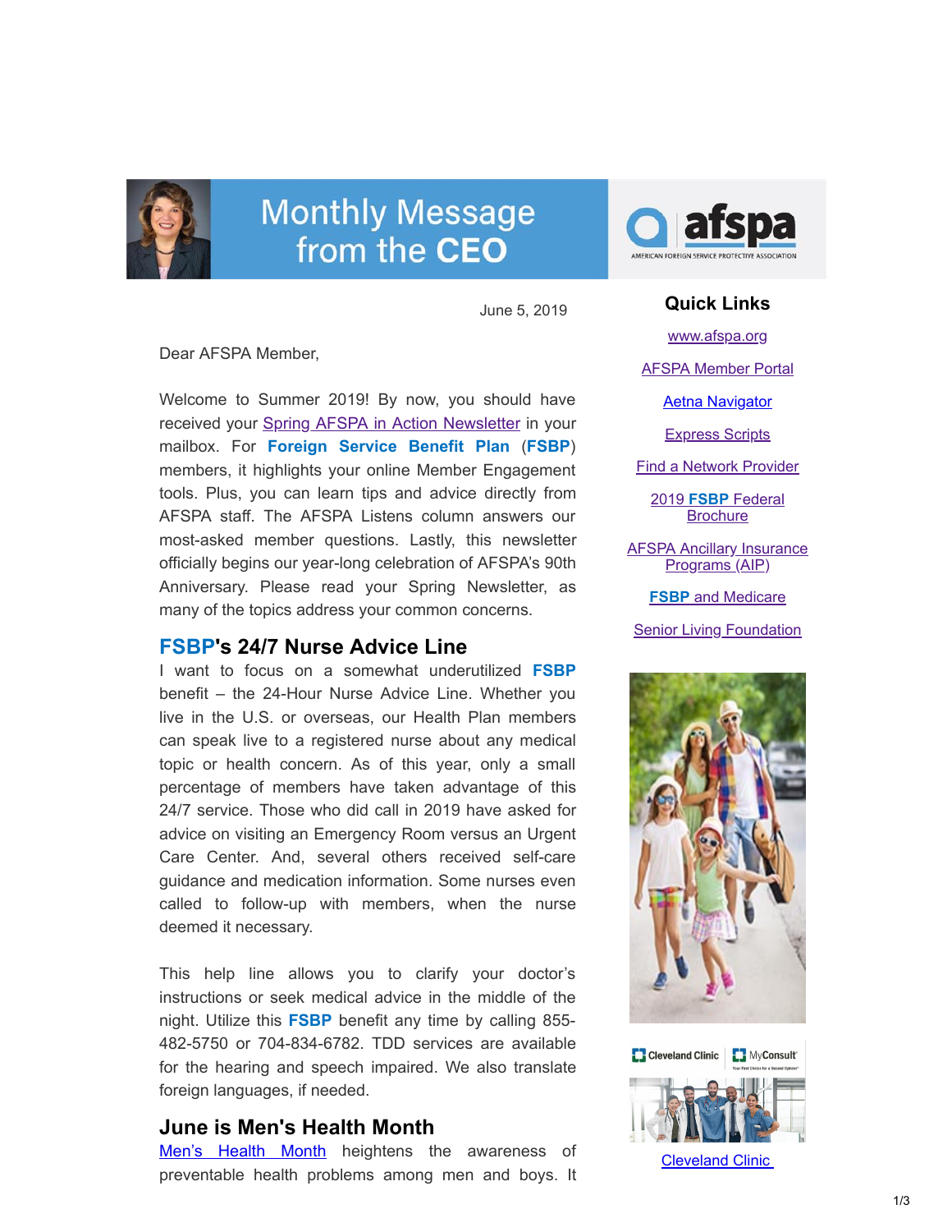# Monthly Message from the CEO

afspa
AMERICAN FOREIGN SERVICE PROTECTIVE ASSOCIATION

June 5, 2019

Dear AFSPA Member,

Welcome to Summer 2019! By now, you should have received your Spring AFSPA in Action Newsletter in your mailbox. For **Foreign Service Benefit Plan** (**FSBP**) members, it highlights your online Member Engagement tools. Plus, you can learn tips and advice directly from AFSPA staff. The AFSPA Listens column answers our most-asked member questions. Lastly, this newsletter officially begins our year-long celebration of AFSPA's 90th Anniversary. Please read your Spring Newsletter, as many of the topics address your common concerns.

## FSBP's 24/7 Nurse Advice Line

I want to focus on a somewhat underutilized **FSBP** benefit – the 24-Hour Nurse Advice Line. Whether you live in the U.S. or overseas, our Health Plan members can speak live to a registered nurse about any medical topic or health concern. As of this year, only a small percentage of members have taken advantage of this 24/7 service. Those who did call in 2019 have asked for advice on visiting an Emergency Room versus an Urgent Care Center. And, several others received self-care guidance and medication information. Some nurses even called to follow-up with members, when the nurse deemed it necessary.

This help line allows you to clarify your doctor's instructions or seek medical advice in the middle of the night. Utilize this **FSBP** benefit any time by calling 855-482-5750 or 704-834-6782. TDD services are available for the hearing and speech impaired. We also translate foreign languages, if needed.

## June is Men's Health Month

Men's Health Month heightens the awareness of preventable health problems among men and boys. It

### Quick Links

- www.afspa.org
- AFSPA Member Portal
- Aetna Navigator
- Express Scripts
- Find a Network Provider
- 2019 **FSBP** Federal Brochure
- AFSPA Ancillary Insurance Programs (AIP)
- **FSBP** and Medicare
- Senior Living Foundation

Cleveland Clinic | MyConsult

Cleveland Clinic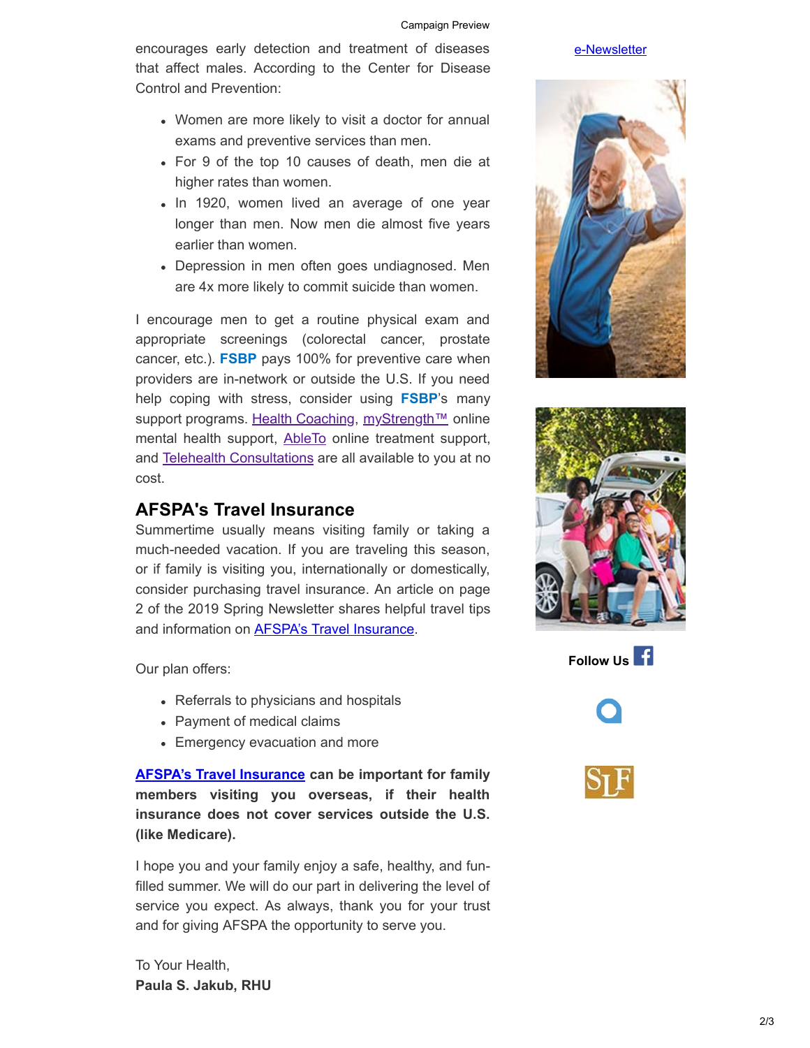encourages early detection and treatment of diseases that affect males. According to the Center for Disease Control and Prevention:

- Women are more likely to visit a doctor for annual exams and preventive services than men.
- For 9 of the top 10 causes of death, men die at higher rates than women.
- In 1920, women lived an average of one year longer than men. Now men die almost five years earlier than women.
- Depression in men often goes undiagnosed. Men are 4x more likely to commit suicide than women.

I encourage men to get a routine physical exam and appropriate screenings (colorectal cancer, prostate cancer, etc.). **FSBP** pays 100% for preventive care when providers are in-network or outside the U.S. If you need help coping with stress, consider using **FSBP**'s many support programs. Health Coaching, myStrength™ online mental health support, AbleTo online treatment support, and Telehealth Consultations are all available to you at no cost.

## AFSPA's Travel Insurance

Summertime usually means visiting family or taking a much-needed vacation. If you are traveling this season, or if family is visiting you, internationally or domestically, consider purchasing travel insurance. An article on page 2 of the 2019 Spring Newsletter shares helpful travel tips and information on AFSPA's Travel Insurance.

Our plan offers:

- Referrals to physicians and hospitals
- Payment of medical claims
- Emergency evacuation and more

**AFSPA's Travel Insurance can be important for family members visiting you overseas, if their health insurance does not cover services outside the U.S. (like Medicare).**

I hope you and your family enjoy a safe, healthy, and fun-filled summer. We will do our part in delivering the level of service you expect. As always, thank you for your trust and for giving AFSPA the opportunity to serve you.

To Your Health,
**Paula S. Jakub, RHU**

e-Newsletter

**Follow Us**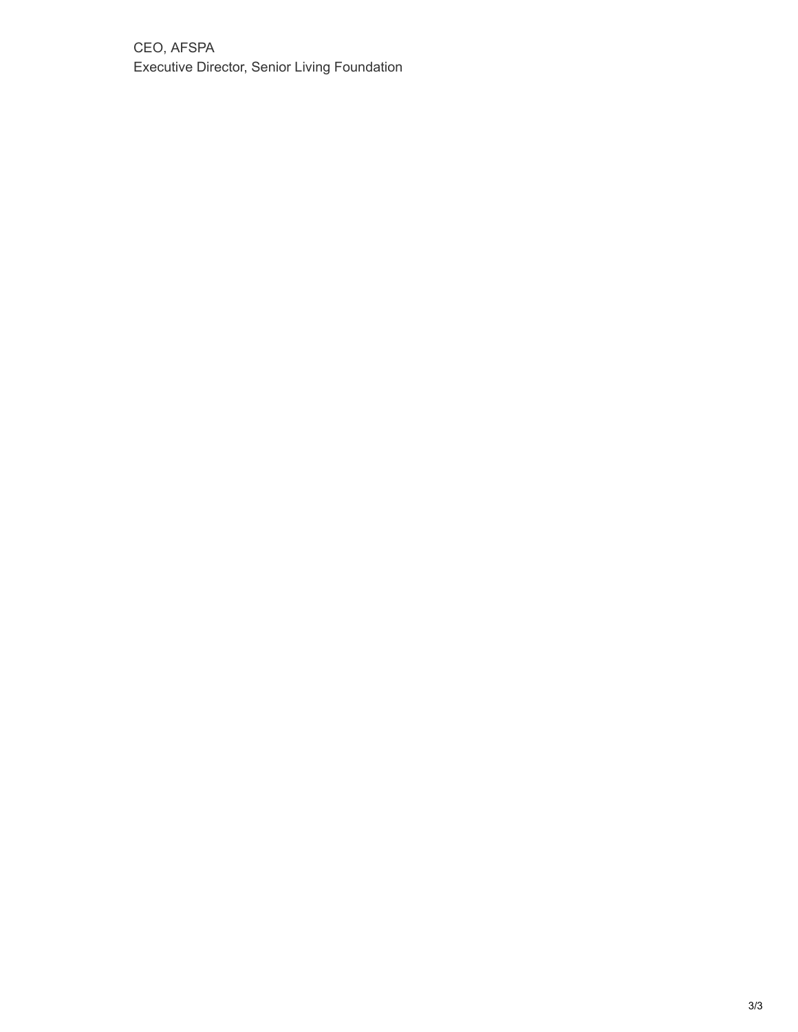CEO, AFSPA
Executive Director, Senior Living Foundation